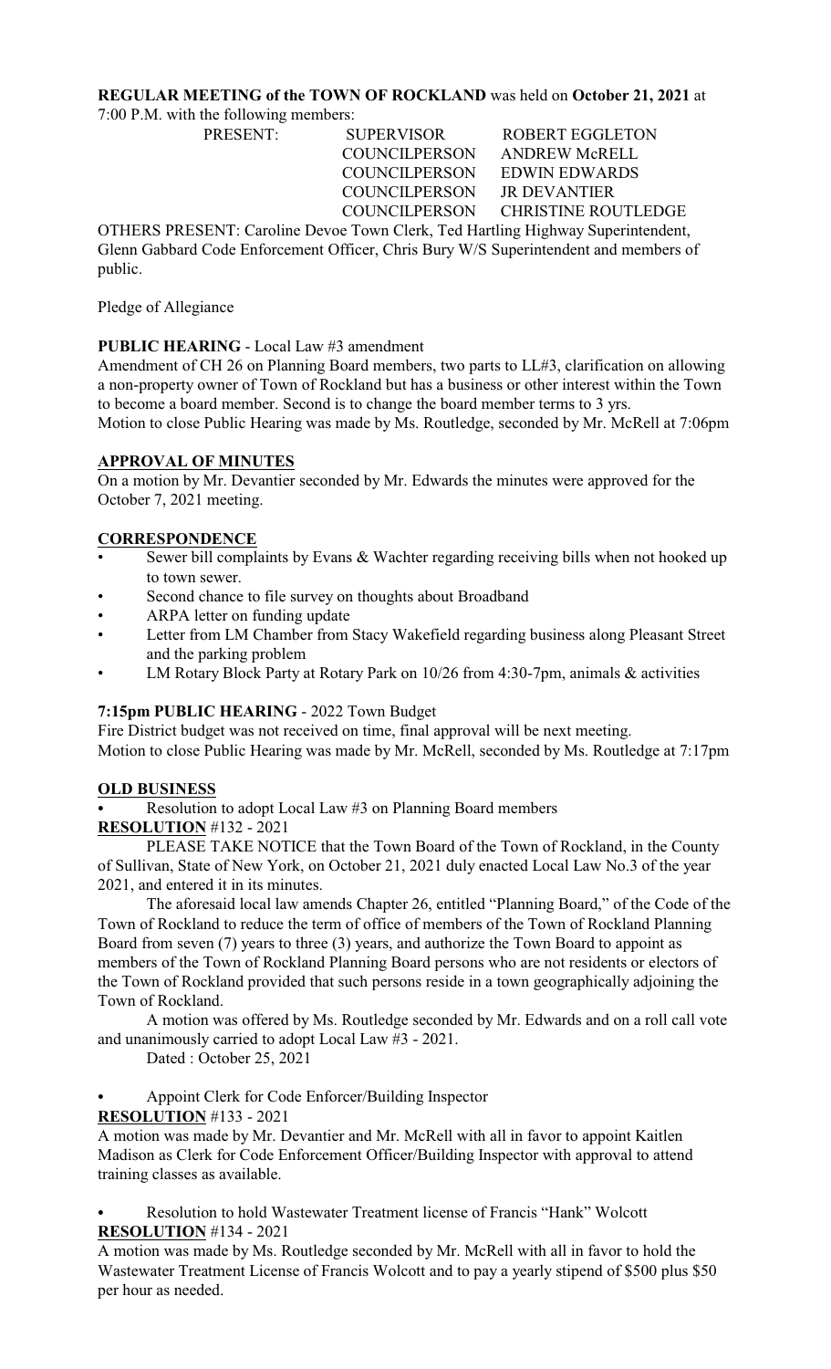**REGULAR MEETING of the TOWN OF ROCKLAND** was held on **October 21, 2021** at 7:00 P.M. with the following members:

| PRESENT: | SUPERVISOR | ROBERT EGGLETON |
|---|---|---|
| | COUNCILPERSON | ANDREW McRELL |
| | COUNCILPERSON | EDWIN EDWARDS |
| | COUNCILPERSON | JR DEVANTIER |
| | COUNCILPERSON | CHRISTINE ROUTLEDGE |

OTHERS PRESENT: Caroline Devoe Town Clerk, Ted Hartling Highway Superintendent, Glenn Gabbard Code Enforcement Officer, Chris Bury W/S Superintendent and members of public.

Pledge of Allegiance

**PUBLIC HEARING** - Local Law #3 amendment

Amendment of CH 26 on Planning Board members, two parts to LL#3, clarification on allowing a non-property owner of Town of Rockland but has a business or other interest within the Town to become a board member. Second is to change the board member terms to 3 yrs.
Motion to close Public Hearing was made by Ms. Routledge, seconded by Mr. McRell at 7:06pm

**APPROVAL OF MINUTES**

On a motion by Mr. Devantier seconded by Mr. Edwards the minutes were approved for the October 7, 2021 meeting.

**CORRESPONDENCE**

- Sewer bill complaints by Evans & Wachter regarding receiving bills when not hooked up to town sewer.
- Second chance to file survey on thoughts about Broadband
- ARPA letter on funding update
- Letter from LM Chamber from Stacy Wakefield regarding business along Pleasant Street and the parking problem
- LM Rotary Block Party at Rotary Park on 10/26 from 4:30-7pm, animals & activities

**7:15pm PUBLIC HEARING** - 2022 Town Budget

Fire District budget was not received on time, final approval will be next meeting.
Motion to close Public Hearing was made by Mr. McRell, seconded by Ms. Routledge at 7:17pm

**OLD BUSINESS**

- Resolution to adopt Local Law #3 on Planning Board members

**RESOLUTION** #132 - 2021

PLEASE TAKE NOTICE that the Town Board of the Town of Rockland, in the County of Sullivan, State of New York, on October 21, 2021 duly enacted Local Law No.3 of the year 2021, and entered it in its minutes.

The aforesaid local law amends Chapter 26, entitled "Planning Board," of the Code of the Town of Rockland to reduce the term of office of members of the Town of Rockland Planning Board from seven (7) years to three (3) years, and authorize the Town Board to appoint as members of the Town of Rockland Planning Board persons who are not residents or electors of the Town of Rockland provided that such persons reside in a town geographically adjoining the Town of Rockland.

A motion was offered by Ms. Routledge seconded by Mr. Edwards and on a roll call vote and unanimously carried to adopt Local Law #3 - 2021.

Dated : October 25, 2021

- Appoint Clerk for Code Enforcer/Building Inspector

**RESOLUTION** #133 - 2021

A motion was made by Mr. Devantier and Mr. McRell with all in favor to appoint Kaitlen Madison as Clerk for Code Enforcement Officer/Building Inspector with approval to attend training classes as available.

- Resolution to hold Wastewater Treatment license of Francis "Hank" Wolcott

**RESOLUTION** #134 - 2021

A motion was made by Ms. Routledge seconded by Mr. McRell with all in favor to hold the Wastewater Treatment License of Francis Wolcott and to pay a yearly stipend of $500 plus $50 per hour as needed.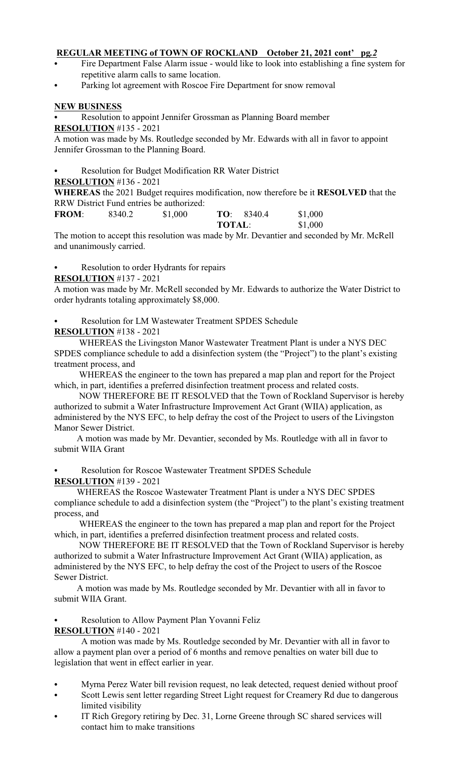**REGULAR MEETING of TOWN OF ROCKLAND October 21, 2021 cont' pg.*2***

- Fire Department False Alarm issue - would like to look into establishing a fine system for repetitive alarm calls to same location.
- Parking lot agreement with Roscoe Fire Department for snow removal

**NEW BUSINESS**

- Resolution to appoint Jennifer Grossman as Planning Board member

**RESOLUTION** #135 - 2021

A motion was made by Ms. Routledge seconded by Mr. Edwards with all in favor to appoint Jennifer Grossman to the Planning Board.

- Resolution for Budget Modification RR Water District

**RESOLUTION** #136 - 2021

**WHEREAS** the 2021 Budget requires modification, now therefore be it **RESOLVED** that the RRW District Fund entries be authorized:

| **FROM**: | 8340.2 | $1,000 | **TO**: 8340.4 | $1,000 |
|---|---|---|---|---|
| | | | **TOTAL**: | $1,000 |

The motion to accept this resolution was made by Mr. Devantier and seconded by Mr. McRell and unanimously carried.

- Resolution to order Hydrants for repairs

**RESOLUTION** #137 - 2021

A motion was made by Mr. McRell seconded by Mr. Edwards to authorize the Water District to order hydrants totaling approximately $8,000.

- Resolution for LM Wastewater Treatment SPDES Schedule

**RESOLUTION** #138 - 2021

WHEREAS the Livingston Manor Wastewater Treatment Plant is under a NYS DEC SPDES compliance schedule to add a disinfection system (the "Project") to the plant's existing treatment process, and

WHEREAS the engineer to the town has prepared a map plan and report for the Project which, in part, identifies a preferred disinfection treatment process and related costs.

NOW THEREFORE BE IT RESOLVED that the Town of Rockland Supervisor is hereby authorized to submit a Water Infrastructure Improvement Act Grant (WIIA) application, as administered by the NYS EFC, to help defray the cost of the Project to users of the Livingston Manor Sewer District.

A motion was made by Mr. Devantier, seconded by Ms. Routledge with all in favor to submit WIIA Grant

- Resolution for Roscoe Wastewater Treatment SPDES Schedule

**RESOLUTION** #139 - 2021

WHEREAS the Roscoe Wastewater Treatment Plant is under a NYS DEC SPDES compliance schedule to add a disinfection system (the "Project") to the plant's existing treatment process, and

WHEREAS the engineer to the town has prepared a map plan and report for the Project which, in part, identifies a preferred disinfection treatment process and related costs.

NOW THEREFORE BE IT RESOLVED that the Town of Rockland Supervisor is hereby authorized to submit a Water Infrastructure Improvement Act Grant (WIIA) application, as administered by the NYS EFC, to help defray the cost of the Project to users of the Roscoe Sewer District.

A motion was made by Ms. Routledge seconded by Mr. Devantier with all in favor to submit WIIA Grant.

- Resolution to Allow Payment Plan Yovanni Feliz

**RESOLUTION** #140 - 2021

A motion was made by Ms. Routledge seconded by Mr. Devantier with all in favor to allow a payment plan over a period of 6 months and remove penalties on water bill due to legislation that went in effect earlier in year.

- Myrna Perez Water bill revision request, no leak detected, request denied without proof
- Scott Lewis sent letter regarding Street Light request for Creamery Rd due to dangerous limited visibility
- IT Rich Gregory retiring by Dec. 31, Lorne Greene through SC shared services will contact him to make transitions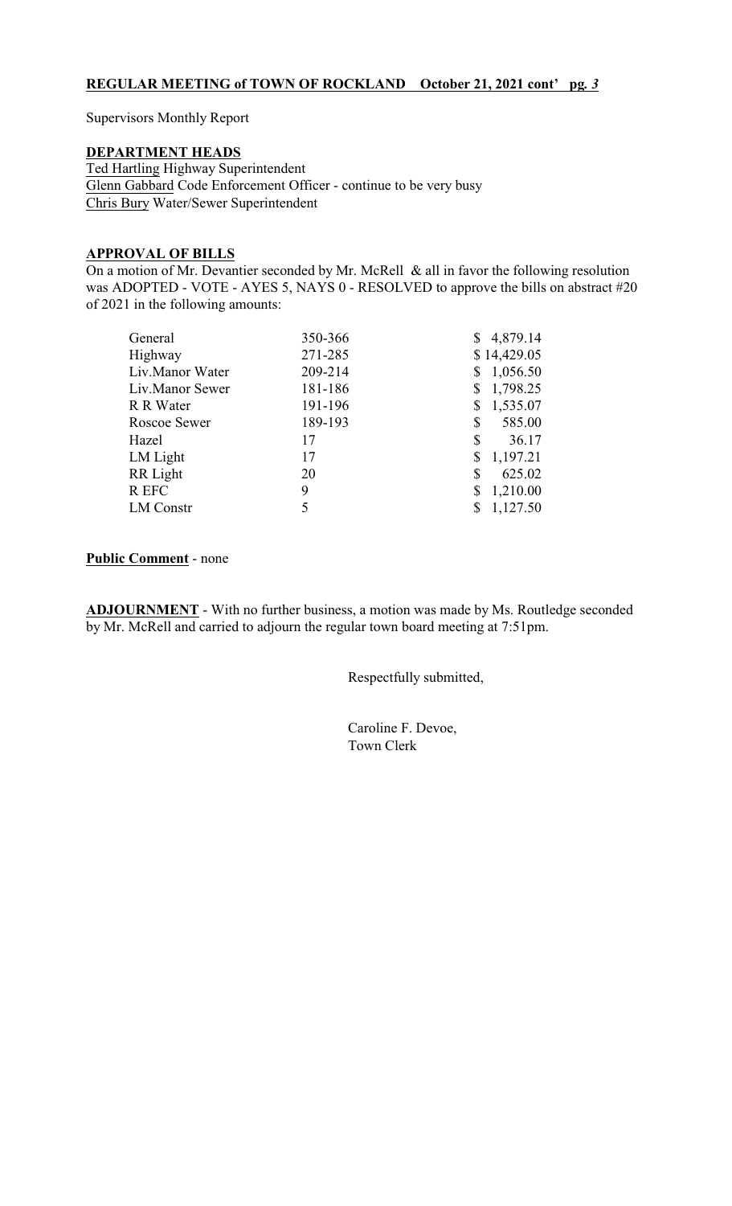**REGULAR MEETING of TOWN OF ROCKLAND October 21, 2021 cont' pg. *3***

Supervisors Monthly Report

**DEPARTMENT HEADS**

Ted Hartling Highway Superintendent
Glenn Gabbard Code Enforcement Officer - continue to be very busy
Chris Bury Water/Sewer Superintendent

**APPROVAL OF BILLS**

On a motion of Mr. Devantier seconded by Mr. McRell & all in favor the following resolution was ADOPTED - VOTE - AYES 5, NAYS 0 - RESOLVED to approve the bills on abstract #20 of 2021 in the following amounts:

| | | |
|---|---|---|
| General | 350-366 | $ 4,879.14 |
| Highway | 271-285 | $ 14,429.05 |
| Liv.Manor Water | 209-214 | $ 1,056.50 |
| Liv.Manor Sewer | 181-186 | $ 1,798.25 |
| R R Water | 191-196 | $ 1,535.07 |
| Roscoe Sewer | 189-193 | $ 585.00 |
| Hazel | 17 | $ 36.17 |
| LM Light | 17 | $ 1,197.21 |
| RR Light | 20 | $ 625.02 |
| R EFC | 9 | $ 1,210.00 |
| LM Constr | 5 | $ 1,127.50 |

**Public Comment** - none

**ADJOURNMENT** - With no further business, a motion was made by Ms. Routledge seconded by Mr. McRell and carried to adjourn the regular town board meeting at 7:51pm.

Respectfully submitted,

Caroline F. Devoe,
Town Clerk